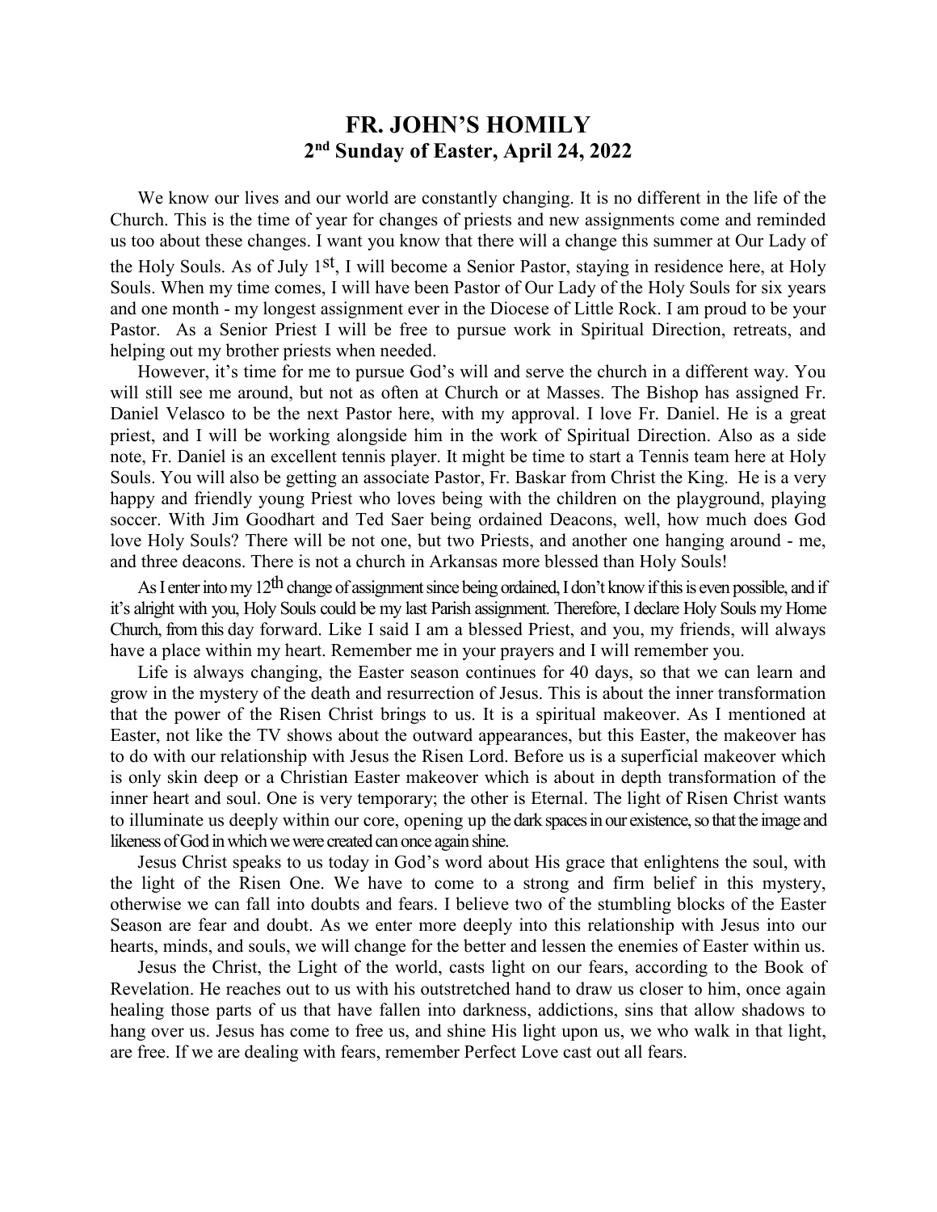# FR. JOHN'S HOMILY

## 2nd Sunday of Easter, April 24, 2022

We know our lives and our world are constantly changing. It is no different in the life of the Church. This is the time of year for changes of priests and new assignments come and reminded us too about these changes. I want you know that there will a change this summer at Our Lady of the Holy Souls. As of July 1st, I will become a Senior Pastor, staying in residence here, at Holy Souls. When my time comes, I will have been Pastor of Our Lady of the Holy Souls for six years and one month - my longest assignment ever in the Diocese of Little Rock. I am proud to be your Pastor. As a Senior Priest I will be free to pursue work in Spiritual Direction, retreats, and helping out my brother priests when needed.

However, it's time for me to pursue God's will and serve the church in a different way. You will still see me around, but not as often at Church or at Masses. The Bishop has assigned Fr. Daniel Velasco to be the next Pastor here, with my approval. I love Fr. Daniel. He is a great priest, and I will be working alongside him in the work of Spiritual Direction. Also as a side note, Fr. Daniel is an excellent tennis player. It might be time to start a Tennis team here at Holy Souls. You will also be getting an associate Pastor, Fr. Baskar from Christ the King. He is a very happy and friendly young Priest who loves being with the children on the playground, playing soccer. With Jim Goodhart and Ted Saer being ordained Deacons, well, how much does God love Holy Souls? There will be not one, but two Priests, and another one hanging around - me, and three deacons. There is not a church in Arkansas more blessed than Holy Souls!

As I enter into my 12th change of assignment since being ordained, I don't know if this is even possible, and if it's alright with you, Holy Souls could be my last Parish assignment. Therefore, I declare Holy Souls my Home Church, from this day forward. Like I said I am a blessed Priest, and you, my friends, will always have a place within my heart. Remember me in your prayers and I will remember you.

Life is always changing, the Easter season continues for 40 days, so that we can learn and grow in the mystery of the death and resurrection of Jesus. This is about the inner transformation that the power of the Risen Christ brings to us. It is a spiritual makeover. As I mentioned at Easter, not like the TV shows about the outward appearances, but this Easter, the makeover has to do with our relationship with Jesus the Risen Lord. Before us is a superficial makeover which is only skin deep or a Christian Easter makeover which is about in depth transformation of the inner heart and soul. One is very temporary; the other is Eternal. The light of Risen Christ wants to illuminate us deeply within our core, opening up the dark spaces in our existence, so that the image and likeness of God in which we were created can once again shine.

Jesus Christ speaks to us today in God's word about His grace that enlightens the soul, with the light of the Risen One. We have to come to a strong and firm belief in this mystery, otherwise we can fall into doubts and fears. I believe two of the stumbling blocks of the Easter Season are fear and doubt. As we enter more deeply into this relationship with Jesus into our hearts, minds, and souls, we will change for the better and lessen the enemies of Easter within us.

Jesus the Christ, the Light of the world, casts light on our fears, according to the Book of Revelation. He reaches out to us with his outstretched hand to draw us closer to him, once again healing those parts of us that have fallen into darkness, addictions, sins that allow shadows to hang over us. Jesus has come to free us, and shine His light upon us, we who walk in that light, are free. If we are dealing with fears, remember Perfect Love cast out all fears.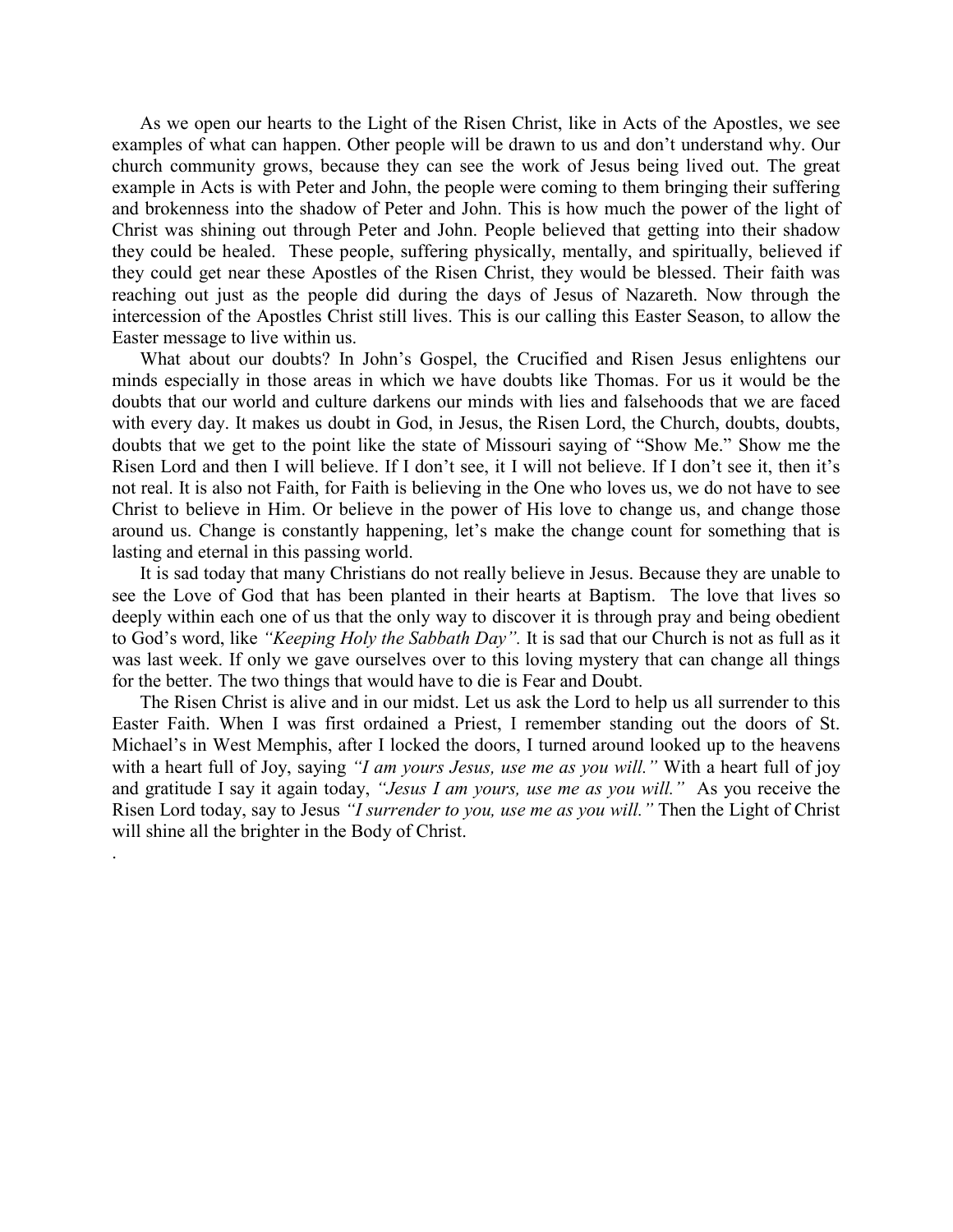As we open our hearts to the Light of the Risen Christ, like in Acts of the Apostles, we see examples of what can happen. Other people will be drawn to us and don't understand why. Our church community grows, because they can see the work of Jesus being lived out. The great example in Acts is with Peter and John, the people were coming to them bringing their suffering and brokenness into the shadow of Peter and John. This is how much the power of the light of Christ was shining out through Peter and John. People believed that getting into their shadow they could be healed. These people, suffering physically, mentally, and spiritually, believed if they could get near these Apostles of the Risen Christ, they would be blessed. Their faith was reaching out just as the people did during the days of Jesus of Nazareth. Now through the intercession of the Apostles Christ still lives. This is our calling this Easter Season, to allow the Easter message to live within us.

What about our doubts? In John's Gospel, the Crucified and Risen Jesus enlightens our minds especially in those areas in which we have doubts like Thomas. For us it would be the doubts that our world and culture darkens our minds with lies and falsehoods that we are faced with every day. It makes us doubt in God, in Jesus, the Risen Lord, the Church, doubts, doubts, doubts that we get to the point like the state of Missouri saying of "Show Me." Show me the Risen Lord and then I will believe. If I don't see, it I will not believe. If I don't see it, then it's not real. It is also not Faith, for Faith is believing in the One who loves us, we do not have to see Christ to believe in Him. Or believe in the power of His love to change us, and change those around us. Change is constantly happening, let's make the change count for something that is lasting and eternal in this passing world.

It is sad today that many Christians do not really believe in Jesus. Because they are unable to see the Love of God that has been planted in their hearts at Baptism. The love that lives so deeply within each one of us that the only way to discover it is through pray and being obedient to God's word, like *"Keeping Holy the Sabbath Day".* It is sad that our Church is not as full as it was last week. If only we gave ourselves over to this loving mystery that can change all things for the better. The two things that would have to die is Fear and Doubt.

The Risen Christ is alive and in our midst. Let us ask the Lord to help us all surrender to this Easter Faith. When I was first ordained a Priest, I remember standing out the doors of St. Michael's in West Memphis, after I locked the doors, I turned around looked up to the heavens with a heart full of Joy, saying *"I am yours Jesus, use me as you will."* With a heart full of joy and gratitude I say it again today, *"Jesus I am yours, use me as you will."* As you receive the Risen Lord today, say to Jesus *"I surrender to you, use me as you will."* Then the Light of Christ will shine all the brighter in the Body of Christ.

.